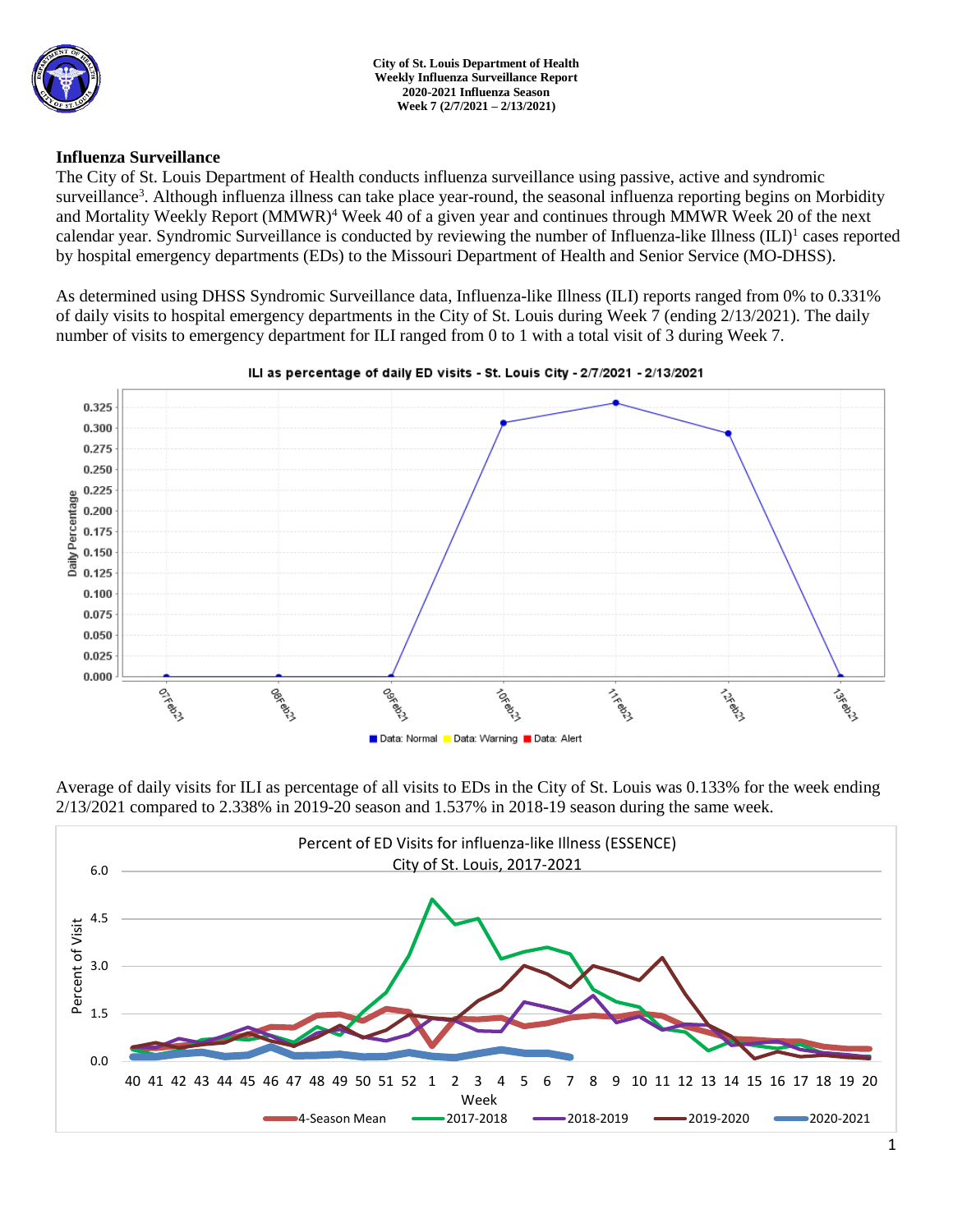**City of St. Louis Department of Health**
**Weekly Influenza Surveillance Report**
**2020-2021 Influenza Season**
**Week 7 (2/7/2021 – 2/13/2021)**

## Influenza Surveillance

The City of St. Louis Department of Health conducts influenza surveillance using passive, active and syndromic surveillance[3]. Although influenza illness can take place year-round, the seasonal influenza reporting begins on Morbidity and Mortality Weekly Report (MMWR)[4] Week 40 of a given year and continues through MMWR Week 20 of the next calendar year. Syndromic Surveillance is conducted by reviewing the number of Influenza-like Illness (ILI)[1] cases reported by hospital emergency departments (EDs) to the Missouri Department of Health and Senior Service (MO-DHSS).

As determined using DHSS Syndromic Surveillance data, Influenza-like Illness (ILI) reports ranged from 0% to 0.331% of daily visits to hospital emergency departments in the City of St. Louis during Week 7 (ending 2/13/2021). The daily number of visits to emergency department for ILI ranged from 0 to 1 with a total visit of 3 during Week 7.

Average of daily visits for ILI as percentage of all visits to EDs in the City of St. Louis was 0.133% for the week ending 2/13/2021 compared to 2.338% in 2019-20 season and 1.537% in 2018-19 season during the same week.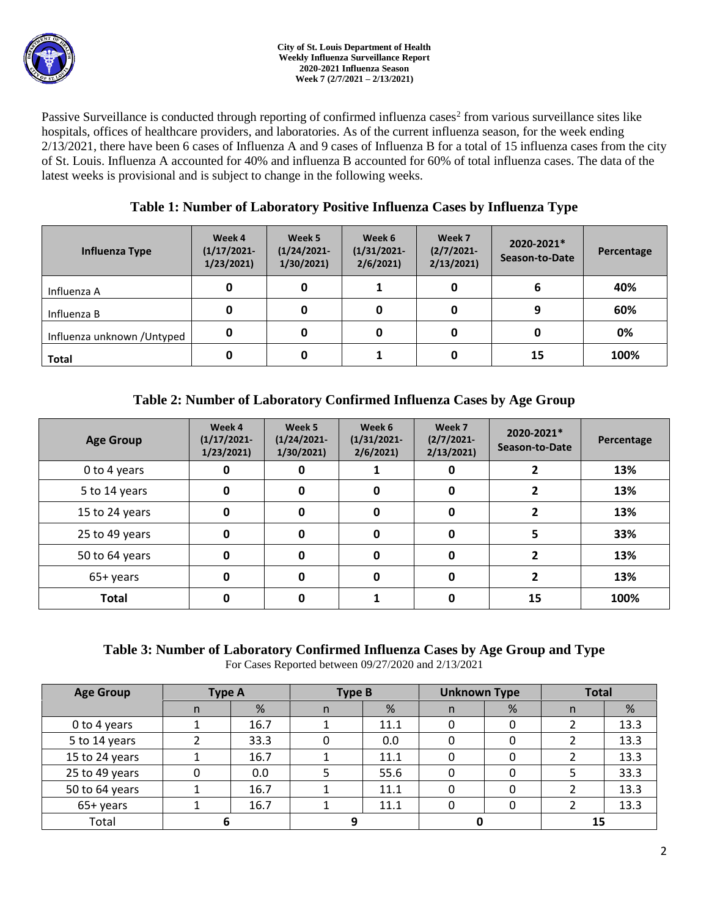**City of St. Louis Department of Health**
**Weekly Influenza Surveillance Report**
**2020-2021 Influenza Season**
**Week 7 (2/7/2021 – 2/13/2021)**

Passive Surveillance is conducted through reporting of confirmed influenza cases[2] from various surveillance sites like hospitals, offices of healthcare providers, and laboratories. As of the current influenza season, for the week ending 2/13/2021, there have been 6 cases of Influenza A and 9 cases of Influenza B for a total of 15 influenza cases from the city of St. Louis. Influenza A accounted for 40% and influenza B accounted for 60% of total influenza cases. The data of the latest weeks is provisional and is subject to change in the following weeks.

### Table 1: Number of Laboratory Positive Influenza Cases by Influenza Type

| Influenza Type | Week 4 (1/17/2021-1/23/2021) | Week 5 (1/24/2021-1/30/2021) | Week 6 (1/31/2021-2/6/2021) | Week 7 (2/7/2021-2/13/2021) | 2020-2021* Season-to-Date | Percentage |
|---|---|---|---|---|---|---|
| Influenza A | 0 | 0 | 1 | 0 | 6 | 40% |
| Influenza B | 0 | 0 | 0 | 0 | 9 | 60% |
| Influenza unknown /Untyped | 0 | 0 | 0 | 0 | 0 | 0% |
| **Total** | 0 | 0 | 1 | 0 | 15 | 100% |

### Table 2: Number of Laboratory Confirmed Influenza Cases by Age Group

| Age Group | Week 4 (1/17/2021-1/23/2021) | Week 5 (1/24/2021-1/30/2021) | Week 6 (1/31/2021-2/6/2021) | Week 7 (2/7/2021-2/13/2021) | 2020-2021* Season-to-Date | Percentage |
|---|---|---|---|---|---|---|
| 0 to 4 years | 0 | 0 | 1 | 0 | 2 | 13% |
| 5 to 14 years | 0 | 0 | 0 | 0 | 2 | 13% |
| 15 to 24 years | 0 | 0 | 0 | 0 | 2 | 13% |
| 25 to 49 years | 0 | 0 | 0 | 0 | 5 | 33% |
| 50 to 64 years | 0 | 0 | 0 | 0 | 2 | 13% |
| 65+ years | 0 | 0 | 0 | 0 | 2 | 13% |
| **Total** | 0 | 0 | 1 | 0 | 15 | 100% |

### Table 3: Number of Laboratory Confirmed Influenza Cases by Age Group and Type

For Cases Reported between 09/27/2020 and 2/13/2021

| Age Group | Type A | | Type B | | Unknown Type | | Total | |
|---|---|---|---|---|---|---|---|---|
| | n | % | n | % | n | % | n | % |
| 0 to 4 years | 1 | 16.7 | 1 | 11.1 | 0 | 0 | 2 | 13.3 |
| 5 to 14 years | 2 | 33.3 | 0 | 0.0 | 0 | 0 | 2 | 13.3 |
| 15 to 24 years | 1 | 16.7 | 1 | 11.1 | 0 | 0 | 2 | 13.3 |
| 25 to 49 years | 0 | 0.0 | 5 | 55.6 | 0 | 0 | 5 | 33.3 |
| 50 to 64 years | 1 | 16.7 | 1 | 11.1 | 0 | 0 | 2 | 13.3 |
| 65+ years | 1 | 16.7 | 1 | 11.1 | 0 | 0 | 2 | 13.3 |
| Total | 6 | | 9 | | 0 | | 15 | |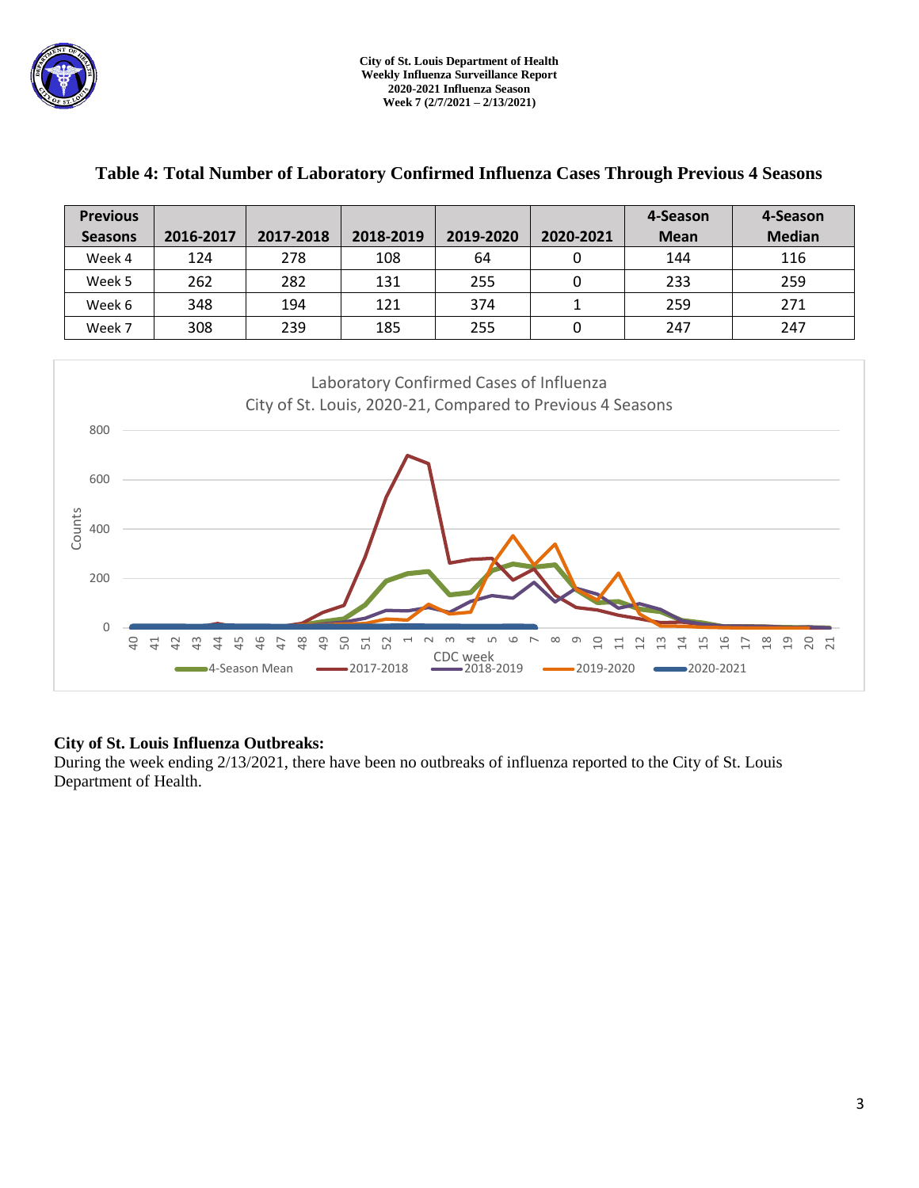City of St. Louis Department of Health
Weekly Influenza Surveillance Report
2020-2021 Influenza Season
Week 7 (2/7/2021 – 2/13/2021)

## Table 4: Total Number of Laboratory Confirmed Influenza Cases Through Previous 4 Seasons

| Previous Seasons | 2016-2017 | 2017-2018 | 2018-2019 | 2019-2020 | 2020-2021 | 4-Season Mean | 4-Season Median |
|---|---|---|---|---|---|---|---|
| Week 4 | 124 | 278 | 108 | 64 | 0 | 144 | 116 |
| Week 5 | 262 | 282 | 131 | 255 | 0 | 233 | 259 |
| Week 6 | 348 | 194 | 121 | 374 | 1 | 259 | 271 |
| Week 7 | 308 | 239 | 185 | 255 | 0 | 247 | 247 |

Laboratory Confirmed Cases of Influenza
City of St. Louis, 2020-21, Compared to Previous 4 Seasons

**City of St. Louis Influenza Outbreaks:**
During the week ending 2/13/2021, there have been no outbreaks of influenza reported to the City of St. Louis Department of Health.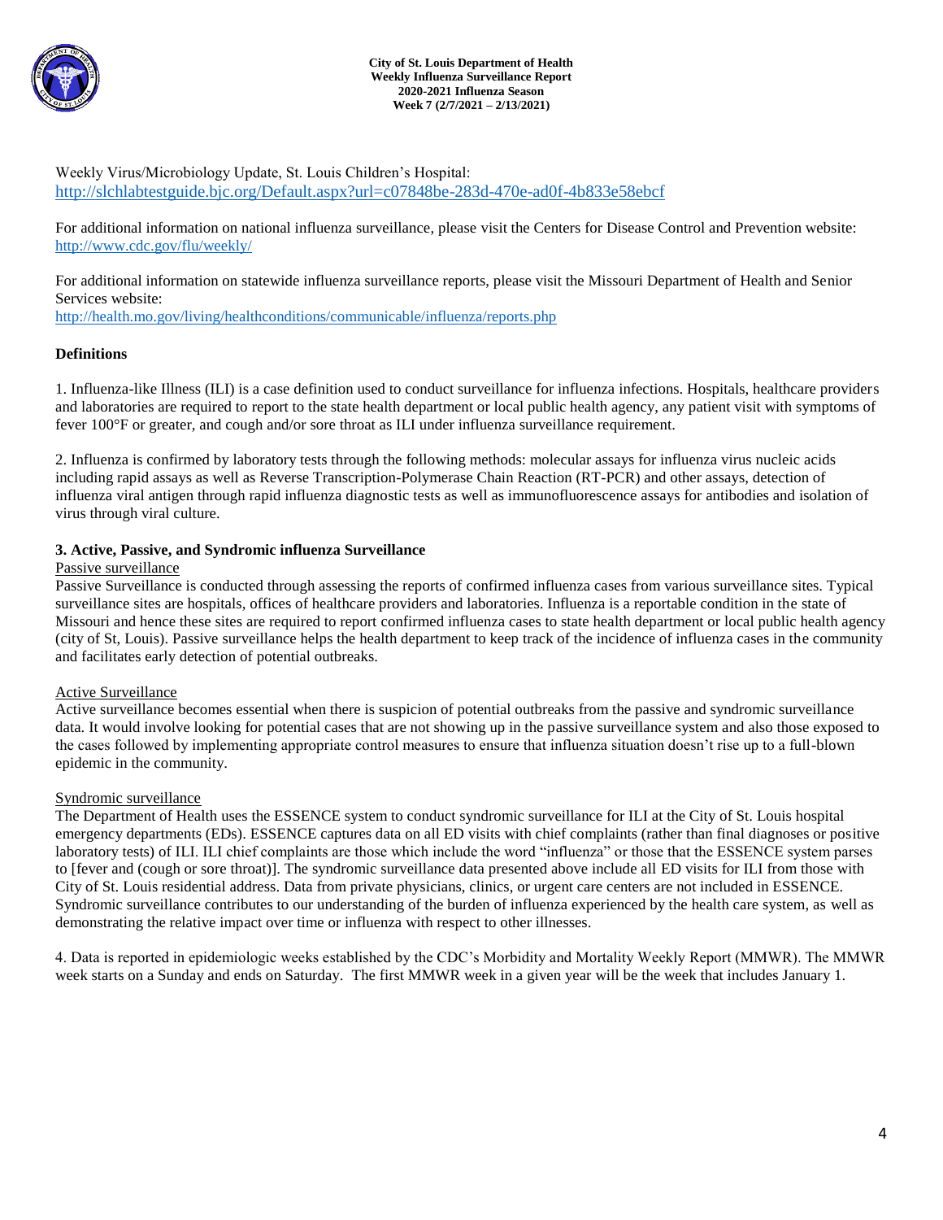Weekly Virus/Microbiology Update, St. Louis Children's Hospital:
http://slchlabtestguide.bjc.org/Default.aspx?url=c07848be-283d-470e-ad0f-4b833e58ebcf

For additional information on national influenza surveillance, please visit the Centers for Disease Control and Prevention website:
http://www.cdc.gov/flu/weekly/

For additional information on statewide influenza surveillance reports, please visit the Missouri Department of Health and Senior Services website:
http://health.mo.gov/living/healthconditions/communicable/influenza/reports.php

## Definitions

1. Influenza-like Illness (ILI) is a case definition used to conduct surveillance for influenza infections. Hospitals, healthcare providers and laboratories are required to report to the state health department or local public health agency, any patient visit with symptoms of fever 100°F or greater, and cough and/or sore throat as ILI under influenza surveillance requirement.

2. Influenza is confirmed by laboratory tests through the following methods: molecular assays for influenza virus nucleic acids including rapid assays as well as Reverse Transcription-Polymerase Chain Reaction (RT-PCR) and other assays, detection of influenza viral antigen through rapid influenza diagnostic tests as well as immunofluorescence assays for antibodies and isolation of virus through viral culture.

**3. Active, Passive, and Syndromic influenza Surveillance**

Passive surveillance

Passive Surveillance is conducted through assessing the reports of confirmed influenza cases from various surveillance sites. Typical surveillance sites are hospitals, offices of healthcare providers and laboratories. Influenza is a reportable condition in the state of Missouri and hence these sites are required to report confirmed influenza cases to state health department or local public health agency (city of St, Louis). Passive surveillance helps the health department to keep track of the incidence of influenza cases in the community and facilitates early detection of potential outbreaks.

Active Surveillance

Active surveillance becomes essential when there is suspicion of potential outbreaks from the passive and syndromic surveillance data. It would involve looking for potential cases that are not showing up in the passive surveillance system and also those exposed to the cases followed by implementing appropriate control measures to ensure that influenza situation doesn't rise up to a full-blown epidemic in the community.

Syndromic surveillance

The Department of Health uses the ESSENCE system to conduct syndromic surveillance for ILI at the City of St. Louis hospital emergency departments (EDs). ESSENCE captures data on all ED visits with chief complaints (rather than final diagnoses or positive laboratory tests) of ILI. ILI chief complaints are those which include the word "influenza" or those that the ESSENCE system parses to [fever and (cough or sore throat)]. The syndromic surveillance data presented above include all ED visits for ILI from those with City of St. Louis residential address. Data from private physicians, clinics, or urgent care centers are not included in ESSENCE. Syndromic surveillance contributes to our understanding of the burden of influenza experienced by the health care system, as well as demonstrating the relative impact over time or influenza with respect to other illnesses.

4. Data is reported in epidemiologic weeks established by the CDC's Morbidity and Mortality Weekly Report (MMWR). The MMWR week starts on a Sunday and ends on Saturday. The first MMWR week in a given year will be the week that includes January 1.